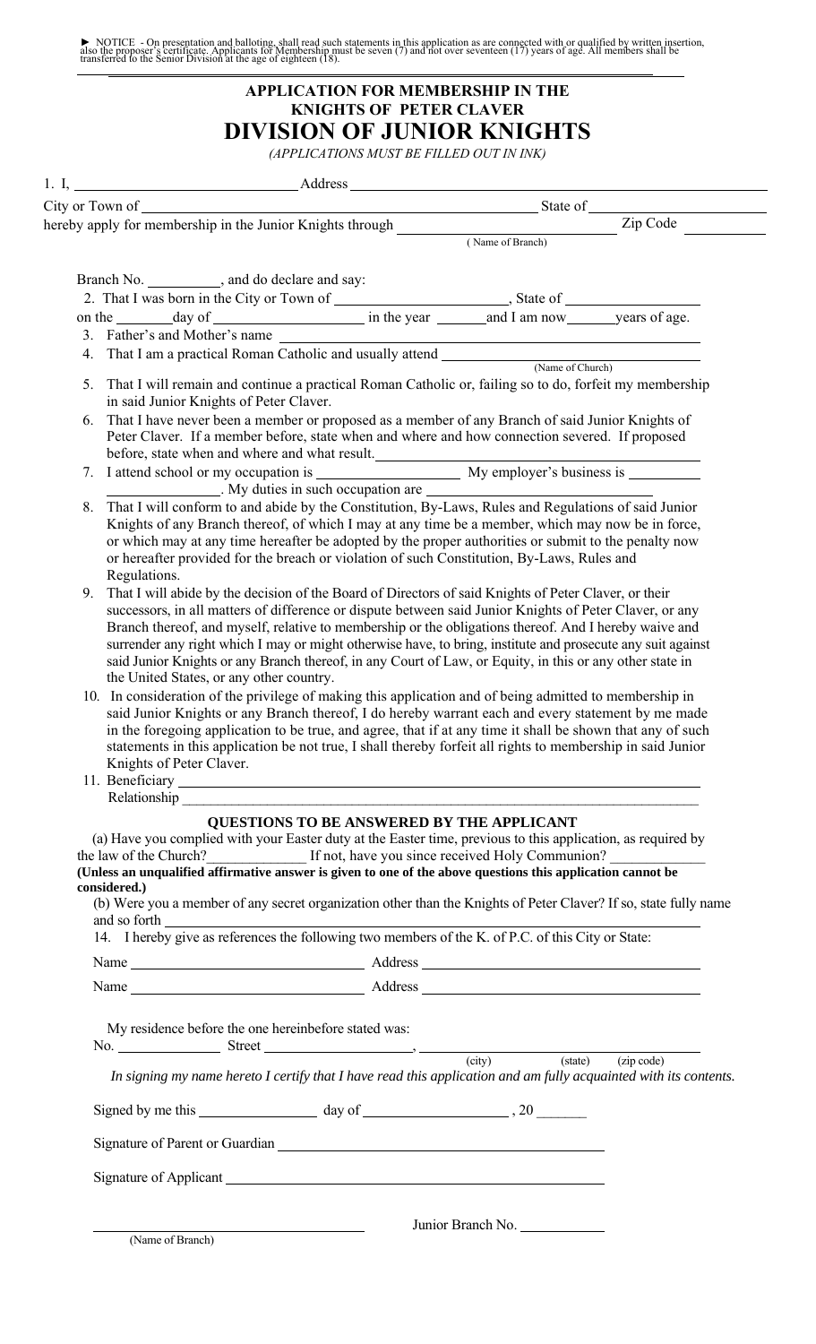► NOTICE - On presentation and balloting, shall read such statements in this application as are connected with or qualified by written insertion, also the proposer's certificate. Applicants for Membership must be seven (7) and not over seventeen (17) years of age. All members shall be transferred to the Senior Division at the age of eighteen (18).

## APPLICATION FOR MEMBERSHIP IN THE KNIGHTS OF PETER CLAVER

# DIVISION OF JUNIOR KNIGHTS

*(APPLICATIONS MUST BE FILLED OUT IN INK)*

1. I, ______________________ Address ______________________

City or Town of ______________________ State of ______________________

hereby apply for membership in the Junior Knights through ______________________ Zip Code __________
(Name of Branch)

Branch No. __________, and do declare and say:

2. That I was born in the City or Town of ______________________, State of ______________________ on the ________ day of ______________________ in the year ________ and I am now ________ years of age.
3. Father's and Mother's name ______________________
4. That I am a practical Roman Catholic and usually attend ______________________
(Name of Church)
5. That I will remain and continue a practical Roman Catholic or, failing so to do, forfeit my membership in said Junior Knights of Peter Claver.
6. That I have never been a member or proposed as a member of any Branch of said Junior Knights of Peter Claver. If a member before, state when and where and how connection severed. If proposed before, state when and where and what result. ______________________
7. I attend school or my occupation is ______________________ My employer's business is __________ ______________________. My duties in such occupation are ______________________
8. That I will conform to and abide by the Constitution, By-Laws, Rules and Regulations of said Junior Knights of any Branch thereof, of which I may at any time be a member, which may now be in force, or which may at any time hereafter be adopted by the proper authorities or submit to the penalty now or hereafter provided for the breach or violation of such Constitution, By-Laws, Rules and Regulations.
9. That I will abide by the decision of the Board of Directors of said Knights of Peter Claver, or their successors, in all matters of difference or dispute between said Junior Knights of Peter Claver, or any Branch thereof, and myself, relative to membership or the obligations thereof. And I hereby waive and surrender any right which I may or might otherwise have, to bring, institute and prosecute any suit against said Junior Knights or any Branch thereof, in any Court of Law, or Equity, in this or any other state in the United States, or any other country.
10. In consideration of the privilege of making this application and of being admitted to membership in said Junior Knights or any Branch thereof, I do hereby warrant each and every statement by me made in the foregoing application to be true, and agree, that if at any time it shall be shown that any of such statements in this application be not true, I shall thereby forfeit all rights to membership in said Junior Knights of Peter Claver.
11. Beneficiary ______________________
Relationship ______________________

### QUESTIONS TO BE ANSWERED BY THE APPLICANT

(a) Have you complied with your Easter duty at the Easter time, previous to this application, as required by the law of the Church? ____________ If not, have you since received Holy Communion? ____________

**(Unless an unqualified affirmative answer is given to one of the above questions this application cannot be considered.)**

(b) Were you a member of any secret organization other than the Knights of Peter Claver? If so, state fully name and so forth ______________________

14. I hereby give as references the following two members of the K. of P.C. of this City or State:

Name ______________________ Address ______________________

Name ______________________ Address ______________________

My residence before the one hereinbefore stated was:

No. __________ Street ______________________, ______________________
(city) (state) (zip code)

*In signing my name hereto I certify that I have read this application and am fully acquainted with its contents.*

Signed by me this ______________ day of ______________________, 20 ______

Signature of Parent or Guardian ______________________

Signature of Applicant ______________________

______________________ Junior Branch No. __________
(Name of Branch)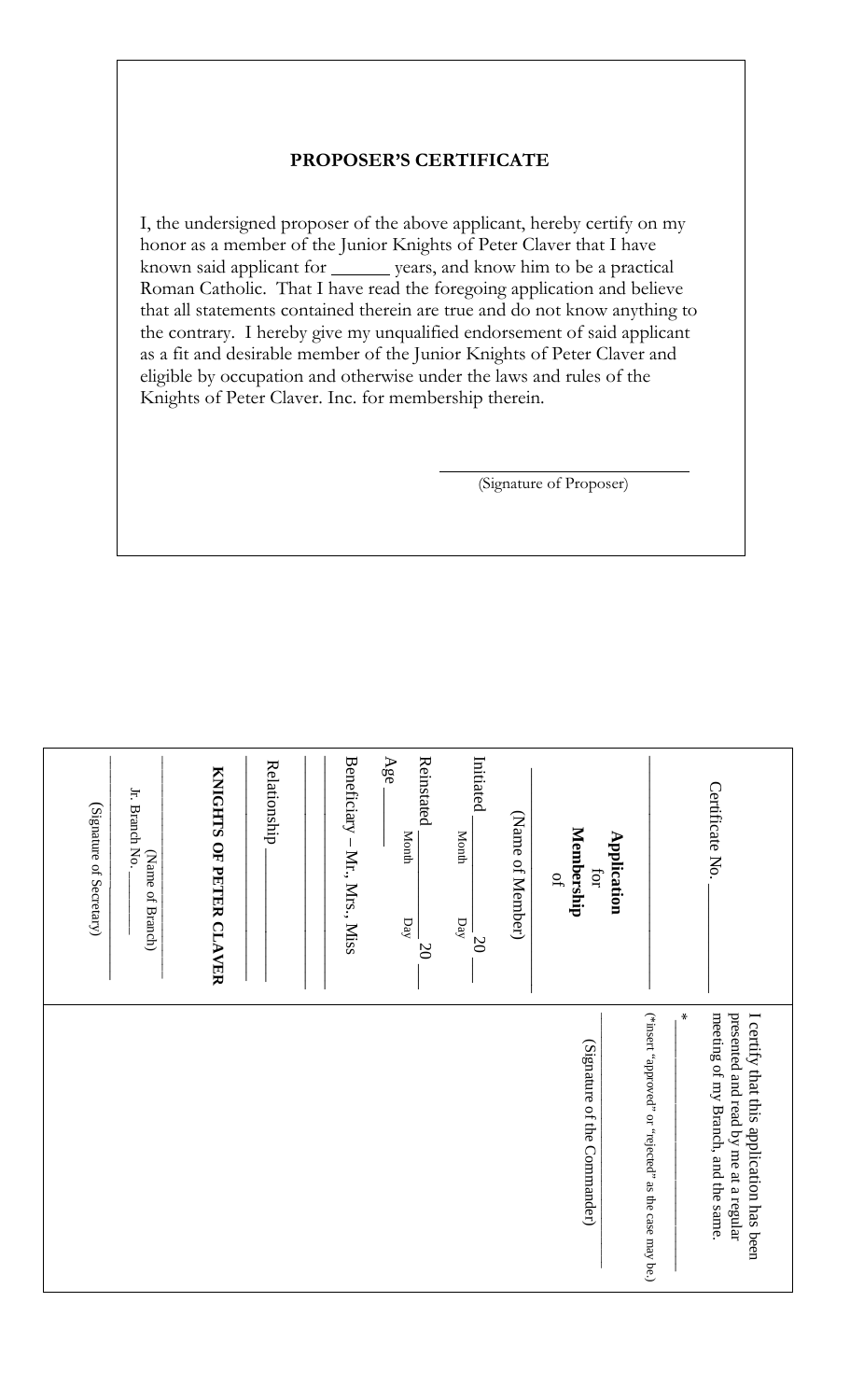## PROPOSER'S CERTIFICATE

I, the undersigned proposer of the above applicant, hereby certify on my honor as a member of the Junior Knights of Peter Claver that I have known said applicant for ______ years, and know him to be a practical Roman Catholic. That I have read the foregoing application and believe that all statements contained therein are true and do not know anything to the contrary. I hereby give my unqualified endorsement of said applicant as a fit and desirable member of the Junior Knights of Peter Claver and eligible by occupation and otherwise under the laws and rules of the Knights of Peter Claver. Inc. for membership therein.

______________________________
(Signature of Proposer)

---

Certificate No. __________

______________________________

**Application** for **Membership** of

______________________________
(Name of Member)

Initiated ________ ________ 20 ____
Month Day

Reinstated ________ ________ 20 ____
Month Day

Age ______

Beneficiary – Mr., Mrs., Miss

______________________________

______________________________

Relationship ______________

______________________________

**KNIGHTS OF PETER CLAVER**

______________________________
(Name of Branch)

Jr. Branch No. ______

______________________________
(Signature of Secretary)

I certify that this application has been presented and read by me at a regular meeting of my Branch, and the same.

* ______________________________
(*insert "approved" or "rejected" as the case may be.)

______________________________
(Signature of the Commander)